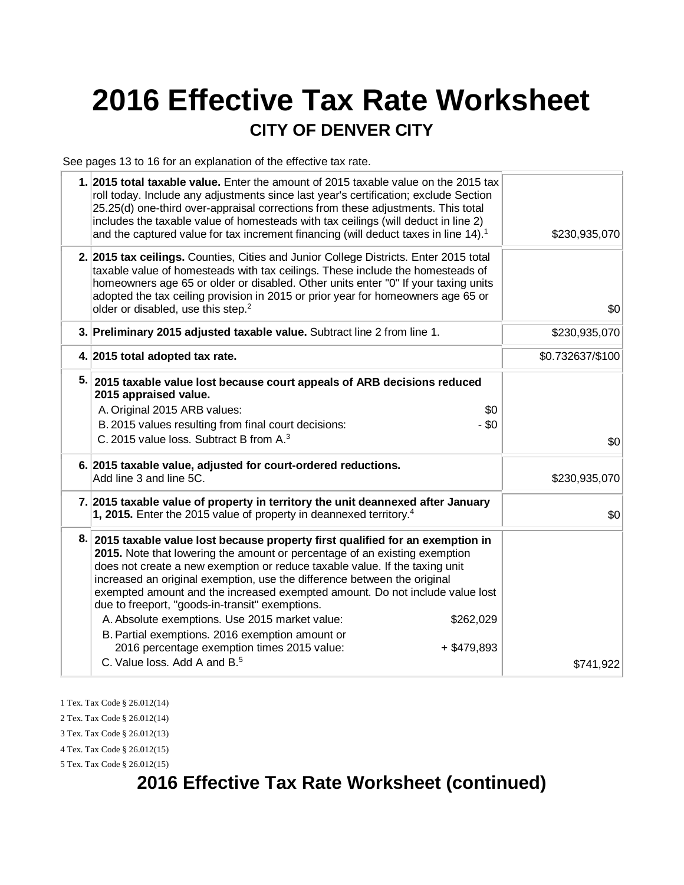# 2016 Effective Tax Rate Worksheet

## CITY OF DENVER CITY

See pages 13 to 16 for an explanation of the effective tax rate.

| | | |
|---|---|---|
| **1.** | **2015 total taxable value.** Enter the amount of 2015 taxable value on the 2015 tax roll today. Include any adjustments since last year's certification; exclude Section 25.25(d) one-third over-appraisal corrections from these adjustments. This total includes the taxable value of homesteads with tax ceilings (will deduct in line 2) and the captured value for tax increment financing (will deduct taxes in line 14).[1] | $230,935,070 |
| **2.** | **2015 tax ceilings.** Counties, Cities and Junior College Districts. Enter 2015 total taxable value of homesteads with tax ceilings. These include the homesteads of homeowners age 65 or older or disabled. Other units enter "0" If your taxing units adopted the tax ceiling provision in 2015 or prior year for homeowners age 65 or older or disabled, use this step.[2] | $0 |
| **3.** | **Preliminary 2015 adjusted taxable value.** Subtract line 2 from line 1. | $230,935,070 |
| **4.** | **2015 total adopted tax rate.** | $0.732637/$100 |
| **5.** | **2015 taxable value lost because court appeals of ARB decisions reduced 2015 appraised value.**<br>A. Original 2015 ARB values: $0<br>B. 2015 values resulting from final court decisions: - $0<br>C. 2015 value loss. Subtract B from A.[3] | $0 |
| **6.** | **2015 taxable value, adjusted for court-ordered reductions.** Add line 3 and line 5C. | $230,935,070 |
| **7.** | **2015 taxable value of property in territory the unit deannexed after January 1, 2015.** Enter the 2015 value of property in deannexed territory.[4] | $0 |
| **8.** | **2015 taxable value lost because property first qualified for an exemption in 2015.** Note that lowering the amount or percentage of an existing exemption does not create a new exemption or reduce taxable value. If the taxing unit increased an original exemption, use the difference between the original exempted amount and the increased exempted amount. Do not include value lost due to freeport, "goods-in-transit" exemptions.<br>A. Absolute exemptions. Use 2015 market value: $262,029<br>B. Partial exemptions. 2016 exemption amount or 2016 percentage exemption times 2015 value: + $479,893<br>C. Value loss. Add A and B.[5] | $741,922 |

1 Tex. Tax Code § 26.012(14)

2 Tex. Tax Code § 26.012(14)

3 Tex. Tax Code § 26.012(13)

4 Tex. Tax Code § 26.012(15)

5 Tex. Tax Code § 26.012(15)

## 2016 Effective Tax Rate Worksheet (continued)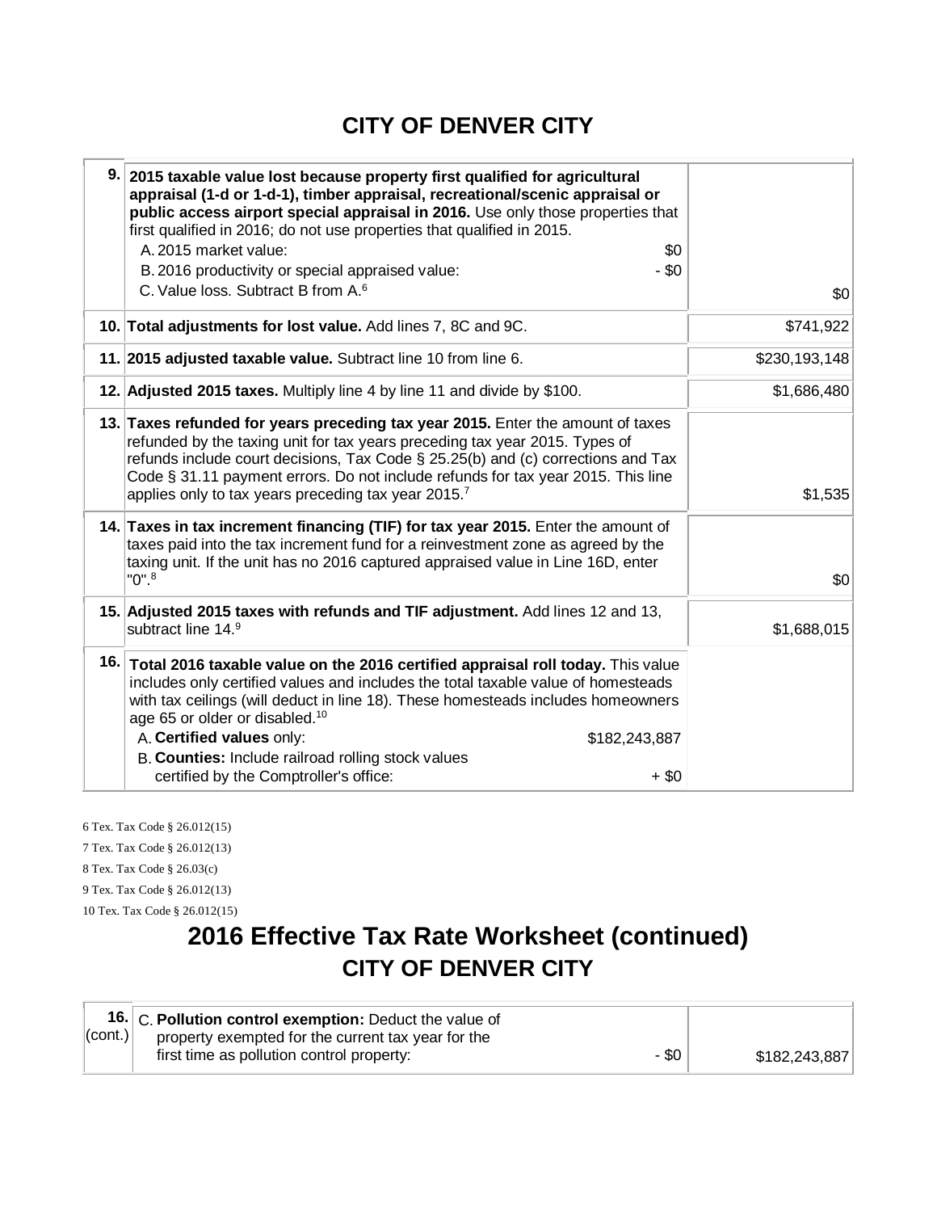## CITY OF DENVER CITY

| | | |
|---|---|---|
| 9. | **2015 taxable value lost because property first qualified for agricultural appraisal (1-d or 1-d-1), timber appraisal, recreational/scenic appraisal or public access airport special appraisal in 2016.** Use only those properties that first qualified in 2016; do not use properties that qualified in 2015.<br>A. 2015 market value: $0<br>B. 2016 productivity or special appraised value: - $0<br>C. Value loss. Subtract B from A.[6] | $0 |
| 10. | **Total adjustments for lost value.** Add lines 7, 8C and 9C. | $741,922 |
| 11. | **2015 adjusted taxable value.** Subtract line 10 from line 6. | $230,193,148 |
| 12. | **Adjusted 2015 taxes.** Multiply line 4 by line 11 and divide by $100. | $1,686,480 |
| 13. | **Taxes refunded for years preceding tax year 2015.** Enter the amount of taxes refunded by the taxing unit for tax years preceding tax year 2015. Types of refunds include court decisions, Tax Code § 25.25(b) and (c) corrections and Tax Code § 31.11 payment errors. Do not include refunds for tax year 2015. This line applies only to tax years preceding tax year 2015.[7] | $1,535 |
| 14. | **Taxes in tax increment financing (TIF) for tax year 2015.** Enter the amount of taxes paid into the tax increment fund for a reinvestment zone as agreed by the taxing unit. If the unit has no 2016 captured appraised value in Line 16D, enter "0".[8] | $0 |
| 15. | **Adjusted 2015 taxes with refunds and TIF adjustment.** Add lines 12 and 13, subtract line 14.[9] | $1,688,015 |
| 16. | **Total 2016 taxable value on the 2016 certified appraisal roll today.** This value includes only certified values and includes the total taxable value of homesteads with tax ceilings (will deduct in line 18). These homesteads includes homeowners age 65 or older or disabled.[10]<br>A. **Certified values** only: $182,243,887<br>B. **Counties:** Include railroad rolling stock values certified by the Comptroller's office: + $0 | |

6 Tex. Tax Code § 26.012(15)

7 Tex. Tax Code § 26.012(13)

8 Tex. Tax Code § 26.03(c)

9 Tex. Tax Code § 26.012(13)

10 Tex. Tax Code § 26.012(15)

# 2016 Effective Tax Rate Worksheet (continued)

## CITY OF DENVER CITY

| | | |
|---|---|---|
| 16. (cont.) | C. **Pollution control exemption:** Deduct the value of property exempted for the current tax year for the first time as pollution control property: - $0 | $182,243,887 |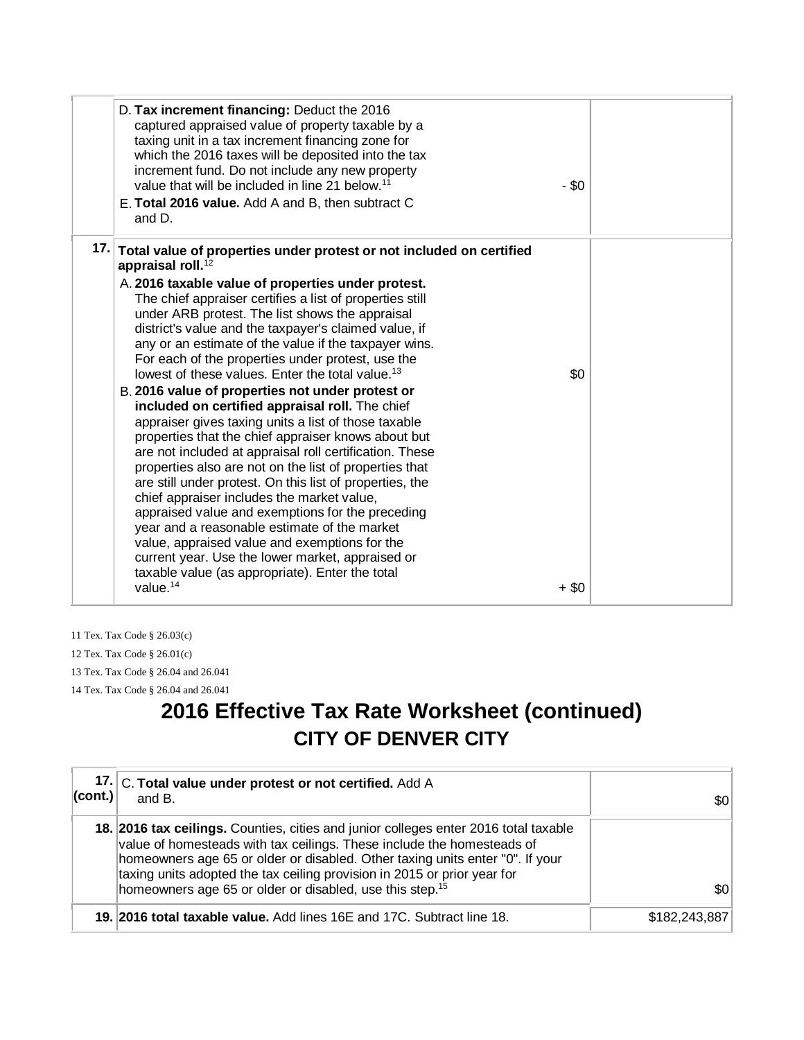| | | |
|---|---|---|
| | D. **Tax increment financing:** Deduct the 2016 captured appraised value of property taxable by a taxing unit in a tax increment financing zone for which the 2016 taxes will be deposited into the tax increment fund. Do not include any new property value that will be included in line 21 below.[11] - $0<br>E. **Total 2016 value.** Add A and B, then subtract C and D. | |
| **17.** | **Total value of properties under protest or not included on certified appraisal roll.**[12]<br>A. **2016 taxable value of properties under protest.** The chief appraiser certifies a list of properties still under ARB protest. The list shows the appraisal district's value and the taxpayer's claimed value, if any or an estimate of the value if the taxpayer wins. For each of the properties under protest, use the lowest of these values. Enter the total value.[13] $0<br>B. **2016 value of properties not under protest or included on certified appraisal roll.** The chief appraiser gives taxing units a list of those taxable properties that the chief appraiser knows about but are not included at appraisal roll certification. These properties also are not on the list of properties that are still under protest. On this list of properties, the chief appraiser includes the market value, appraised value and exemptions for the preceding year and a reasonable estimate of the market value, appraised value and exemptions for the current year. Use the lower market, appraised or taxable value (as appropriate). Enter the total value.[14] + $0 | |

11 Tex. Tax Code § 26.03(c)

12 Tex. Tax Code § 26.01(c)

13 Tex. Tax Code § 26.04 and 26.041

14 Tex. Tax Code § 26.04 and 26.041

# 2016 Effective Tax Rate Worksheet (continued)
## CITY OF DENVER CITY

| | | |
|---|---|---|
| **17. (cont.)** | C. **Total value under protest or not certified.** Add A and B. | $0 |
| **18.** | **2016 tax ceilings.** Counties, cities and junior colleges enter 2016 total taxable value of homesteads with tax ceilings. These include the homesteads of homeowners age 65 or older or disabled. Other taxing units enter "0". If your taxing units adopted the tax ceiling provision in 2015 or prior year for homeowners age 65 or older or disabled, use this step.[15] | $0 |
| **19.** | **2016 total taxable value.** Add lines 16E and 17C. Subtract line 18. | $182,243,887 |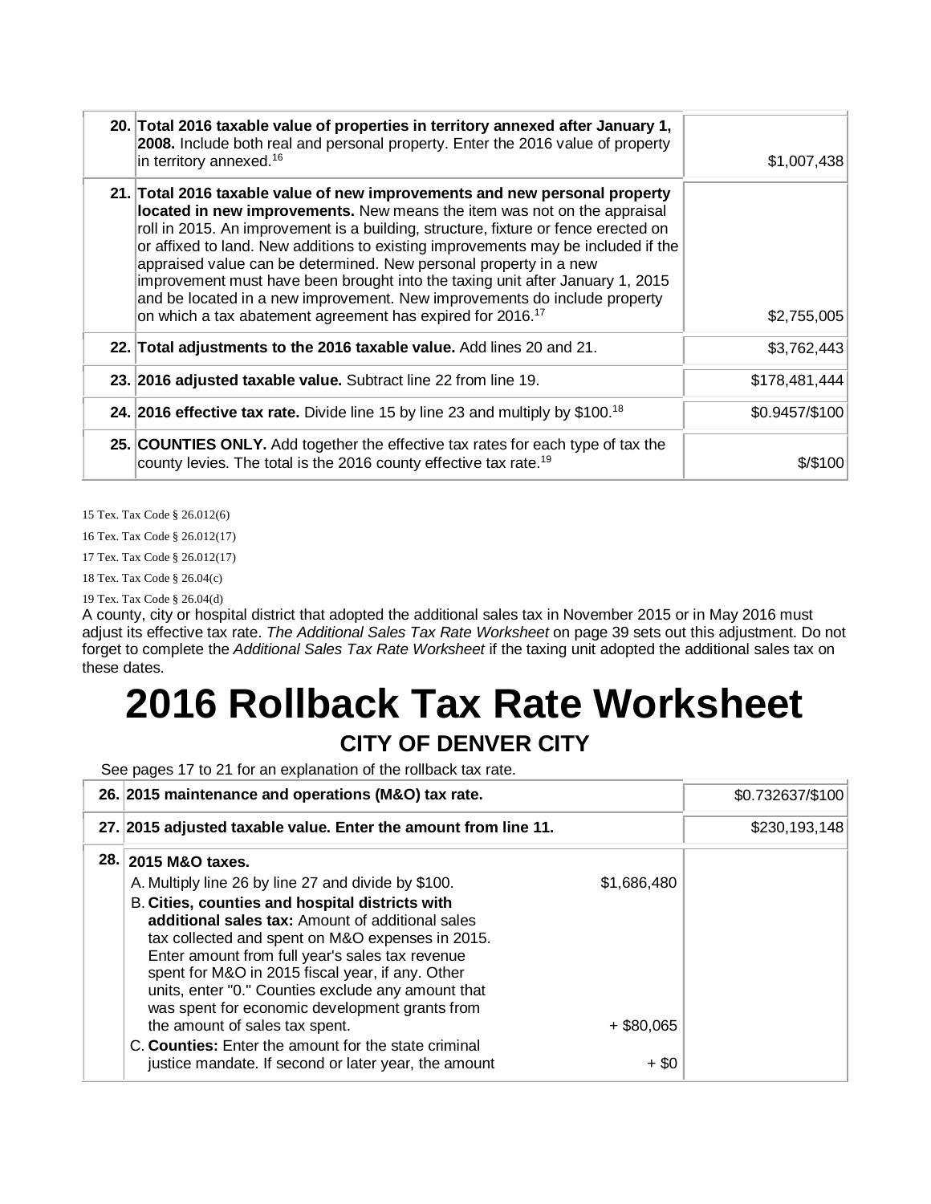| | | |
|---|---|---|
| 20. | **Total 2016 taxable value of properties in territory annexed after January 1, 2008.** Include both real and personal property. Enter the 2016 value of property in territory annexed.[16] | $1,007,438 |
| 21. | **Total 2016 taxable value of new improvements and new personal property located in new improvements.** New means the item was not on the appraisal roll in 2015. An improvement is a building, structure, fixture or fence erected on or affixed to land. New additions to existing improvements may be included if the appraised value can be determined. New personal property in a new improvement must have been brought into the taxing unit after January 1, 2015 and be located in a new improvement. New improvements do include property on which a tax abatement agreement has expired for 2016.[17] | $2,755,005 |
| 22. | **Total adjustments to the 2016 taxable value.** Add lines 20 and 21. | $3,762,443 |
| 23. | **2016 adjusted taxable value.** Subtract line 22 from line 19. | $178,481,444 |
| 24. | **2016 effective tax rate.** Divide line 15 by line 23 and multiply by $100.[18] | $0.9457/$100 |
| 25. | **COUNTIES ONLY.** Add together the effective tax rates for each type of tax the county levies. The total is the 2016 county effective tax rate.[19] | $/$100 |

15 Tex. Tax Code § 26.012(6)

16 Tex. Tax Code § 26.012(17)

17 Tex. Tax Code § 26.012(17)

18 Tex. Tax Code § 26.04(c)

19 Tex. Tax Code § 26.04(d)

A county, city or hospital district that adopted the additional sales tax in November 2015 or in May 2016 must adjust its effective tax rate. *The Additional Sales Tax Rate Worksheet* on page 39 sets out this adjustment. Do not forget to complete the *Additional Sales Tax Rate Worksheet* if the taxing unit adopted the additional sales tax on these dates.

# 2016 Rollback Tax Rate Worksheet

## CITY OF DENVER CITY

See pages 17 to 21 for an explanation of the rollback tax rate.

| | | | |
|---|---|---|---|
| 26. | **2015 maintenance and operations (M&O) tax rate.** | | $0.732637/$100 |
| 27. | **2015 adjusted taxable value. Enter the amount from line 11.** | | $230,193,148 |
| 28. | **2015 M&O taxes.** | | |
| | A. Multiply line 26 by line 27 and divide by $100. | $1,686,480 | |
| | B. **Cities, counties and hospital districts with additional sales tax:** Amount of additional sales tax collected and spent on M&O expenses in 2015. Enter amount from full year's sales tax revenue spent for M&O in 2015 fiscal year, if any. Other units, enter "0." Counties exclude any amount that was spent for economic development grants from the amount of sales tax spent. | + $80,065 | |
| | C. **Counties:** Enter the amount for the state criminal justice mandate. If second or later year, the amount | + $0 | |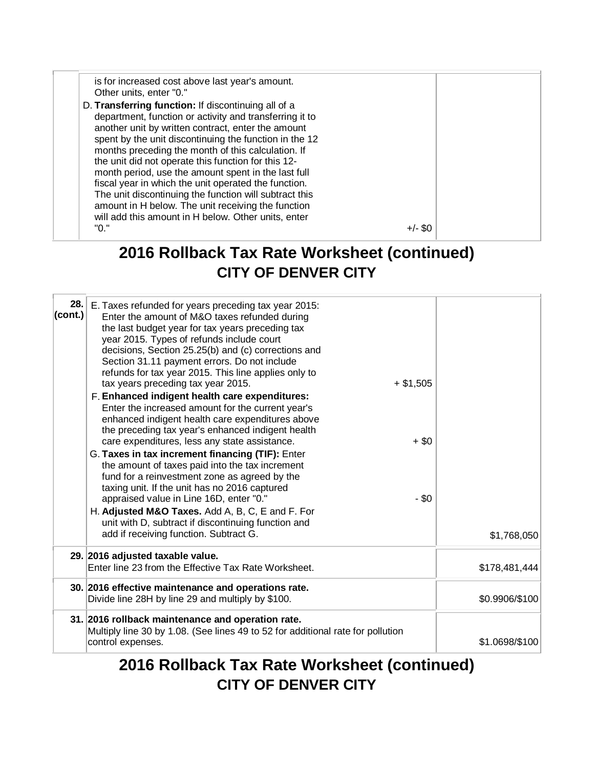| | | |
|---|---|---|
| | is for increased cost above last year's amount. Other units, enter "0."<br>D. **Transferring function:** If discontinuing all of a department, function or activity and transferring it to another unit by written contract, enter the amount spent by the unit discontinuing the function in the 12 months preceding the month of this calculation. If the unit did not operate this function for this 12-month period, use the amount spent in the last full fiscal year in which the unit operated the function. The unit discontinuing the function will subtract this amount in H below. The unit receiving the function will add this amount in H below. Other units, enter "0." +/- $0 | |

## 2016 Rollback Tax Rate Worksheet (continued)
## CITY OF DENVER CITY

| | | |
|---|---|---|
| **28. (cont.)** | E. Taxes refunded for years preceding tax year 2015: Enter the amount of M&O taxes refunded during the last budget year for tax years preceding tax year 2015. Types of refunds include court decisions, Section 25.25(b) and (c) corrections and Section 31.11 payment errors. Do not include refunds for tax year 2015. This line applies only to tax years preceding tax year 2015. + $1,505<br>F. **Enhanced indigent health care expenditures:** Enter the increased amount for the current year's enhanced indigent health care expenditures above the preceding tax year's enhanced indigent health care expenditures, less any state assistance. + $0<br>G. **Taxes in tax increment financing (TIF):** Enter the amount of taxes paid into the tax increment fund for a reinvestment zone as agreed by the taxing unit. If the unit has no 2016 captured appraised value in Line 16D, enter "0." - $0<br>H. **Adjusted M&O Taxes.** Add A, B, C, E and F. For unit with D, subtract if discontinuing function and add if receiving function. Subtract G. | $1,768,050 |
| **29.** | **2016 adjusted taxable value.**<br>Enter line 23 from the Effective Tax Rate Worksheet. | $178,481,444 |
| **30.** | **2016 effective maintenance and operations rate.**<br>Divide line 28H by line 29 and multiply by $100. | $0.9906/$100 |
| **31.** | **2016 rollback maintenance and operation rate.**<br>Multiply line 30 by 1.08. (See lines 49 to 52 for additional rate for pollution control expenses. | $1.0698/$100 |

## 2016 Rollback Tax Rate Worksheet (continued)
## CITY OF DENVER CITY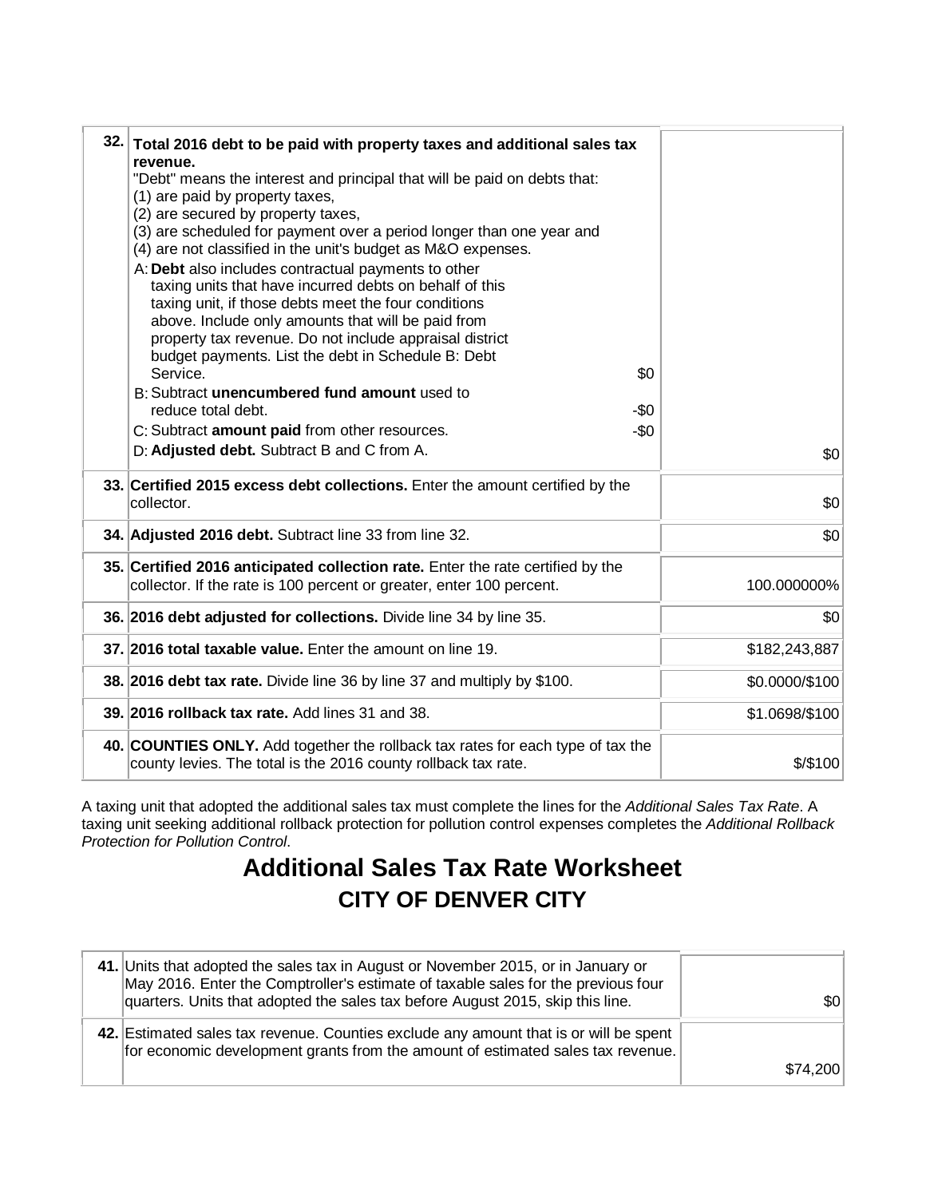| | | |
|---|---|---|
| 32. | **Total 2016 debt to be paid with property taxes and additional sales tax revenue.**<br>"Debt" means the interest and principal that will be paid on debts that:<br>(1) are paid by property taxes,<br>(2) are secured by property taxes,<br>(3) are scheduled for payment over a period longer than one year and<br>(4) are not classified in the unit's budget as M&O expenses.<br>A: **Debt** also includes contractual payments to other taxing units that have incurred debts on behalf of this taxing unit, if those debts meet the four conditions above. Include only amounts that will be paid from property tax revenue. Do not include appraisal district budget payments. List the debt in Schedule B: Debt Service. $0<br>B: Subtract **unencumbered fund amount** used to reduce total debt. -$0<br>C: Subtract **amount paid** from other resources. -$0<br>D: **Adjusted debt.** Subtract B and C from A. | $0 |
| 33. | **Certified 2015 excess debt collections.** Enter the amount certified by the collector. | $0 |
| 34. | **Adjusted 2016 debt.** Subtract line 33 from line 32. | $0 |
| 35. | **Certified 2016 anticipated collection rate.** Enter the rate certified by the collector. If the rate is 100 percent or greater, enter 100 percent. | 100.000000% |
| 36. | **2016 debt adjusted for collections.** Divide line 34 by line 35. | $0 |
| 37. | **2016 total taxable value.** Enter the amount on line 19. | $182,243,887 |
| 38. | **2016 debt tax rate.** Divide line 36 by line 37 and multiply by $100. | $0.0000/$100 |
| 39. | **2016 rollback tax rate.** Add lines 31 and 38. | $1.0698/$100 |
| 40. | **COUNTIES ONLY.** Add together the rollback tax rates for each type of tax the county levies. The total is the 2016 county rollback tax rate. | $/$100 |

A taxing unit that adopted the additional sales tax must complete the lines for the *Additional Sales Tax Rate*. A taxing unit seeking additional rollback protection for pollution control expenses completes the *Additional Rollback Protection for Pollution Control*.

# Additional Sales Tax Rate Worksheet

## CITY OF DENVER CITY

| | | |
|---|---|---|
| 41. | Units that adopted the sales tax in August or November 2015, or in January or May 2016. Enter the Comptroller's estimate of taxable sales for the previous four quarters. Units that adopted the sales tax before August 2015, skip this line. | $0 |
| 42. | Estimated sales tax revenue. Counties exclude any amount that is or will be spent for economic development grants from the amount of estimated sales tax revenue. | $74,200 |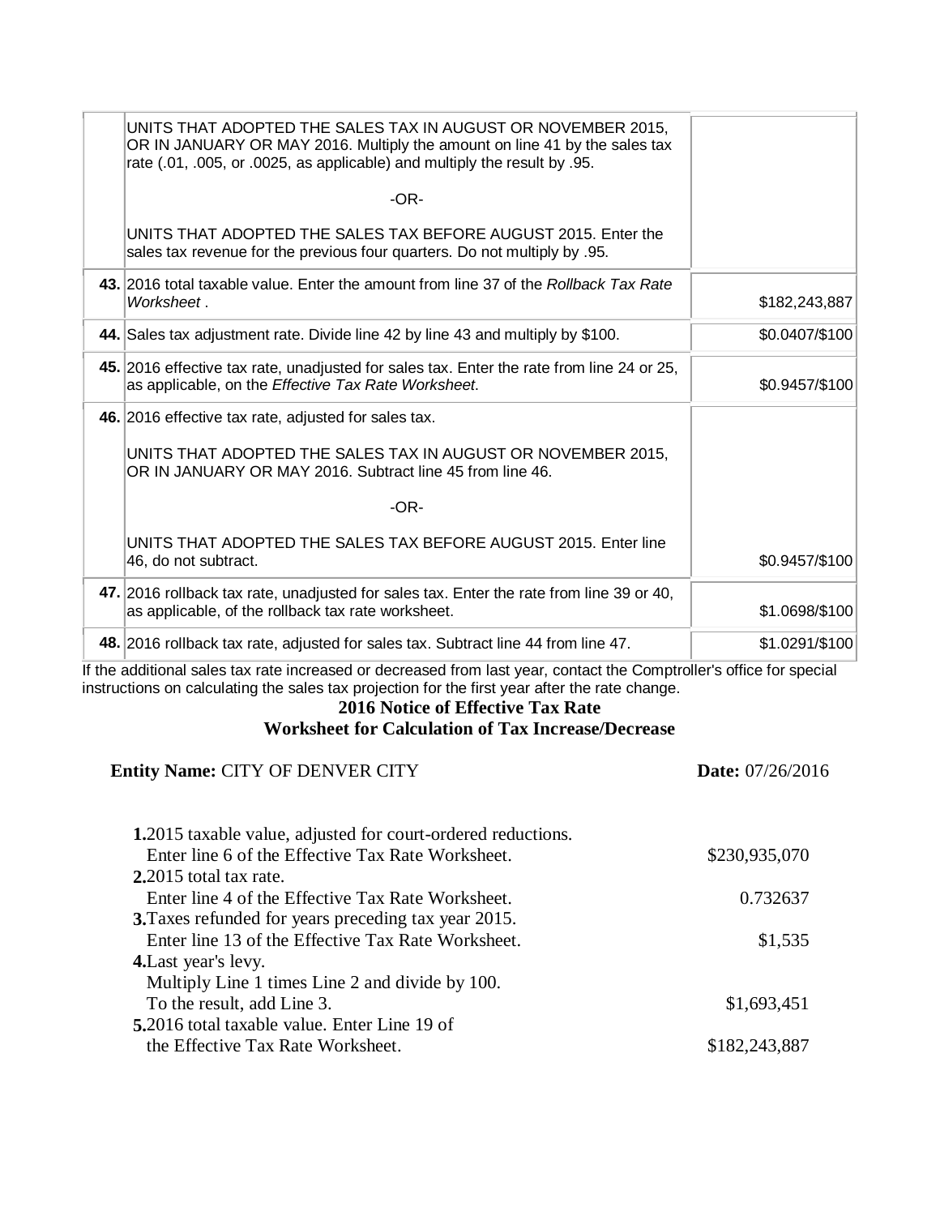| | | |
|---|---|---|
| | UNITS THAT ADOPTED THE SALES TAX IN AUGUST OR NOVEMBER 2015, OR IN JANUARY OR MAY 2016. Multiply the amount on line 41 by the sales tax rate (.01, .005, or .0025, as applicable) and multiply the result by .95.<br><br>-OR-<br><br>UNITS THAT ADOPTED THE SALES TAX BEFORE AUGUST 2015. Enter the sales tax revenue for the previous four quarters. Do not multiply by .95. | |
| **43.** | 2016 total taxable value. Enter the amount from line 37 of the *Rollback Tax Rate Worksheet* . | $182,243,887 |
| **44.** | Sales tax adjustment rate. Divide line 42 by line 43 and multiply by $100. | $0.0407/$100 |
| **45.** | 2016 effective tax rate, unadjusted for sales tax. Enter the rate from line 24 or 25, as applicable, on the *Effective Tax Rate Worksheet*. | $0.9457/$100 |
| **46.** | 2016 effective tax rate, adjusted for sales tax.<br><br>UNITS THAT ADOPTED THE SALES TAX IN AUGUST OR NOVEMBER 2015, OR IN JANUARY OR MAY 2016. Subtract line 45 from line 46.<br><br>-OR-<br><br>UNITS THAT ADOPTED THE SALES TAX BEFORE AUGUST 2015. Enter line 46, do not subtract. | $0.9457/$100 |
| **47.** | 2016 rollback tax rate, unadjusted for sales tax. Enter the rate from line 39 or 40, as applicable, of the rollback tax rate worksheet. | $1.0698/$100 |
| **48.** | 2016 rollback tax rate, adjusted for sales tax. Subtract line 44 from line 47. | $1.0291/$100 |

If the additional sales tax rate increased or decreased from last year, contact the Comptroller's office for special instructions on calculating the sales tax projection for the first year after the rate change.

## 2016 Notice of Effective Tax Rate
## Worksheet for Calculation of Tax Increase/Decrease

**Entity Name:** CITY OF DENVER CITY **Date:** 07/26/2016

| | |
|---|---|
| **1.** 2015 taxable value, adjusted for court-ordered reductions. Enter line 6 of the Effective Tax Rate Worksheet. | $230,935,070 |
| **2.** 2015 total tax rate. Enter line 4 of the Effective Tax Rate Worksheet. | 0.732637 |
| **3.** Taxes refunded for years preceding tax year 2015. Enter line 13 of the Effective Tax Rate Worksheet. | $1,535 |
| **4.** Last year's levy. Multiply Line 1 times Line 2 and divide by 100. To the result, add Line 3. | $1,693,451 |
| **5.** 2016 total taxable value. Enter Line 19 of the Effective Tax Rate Worksheet. | $182,243,887 |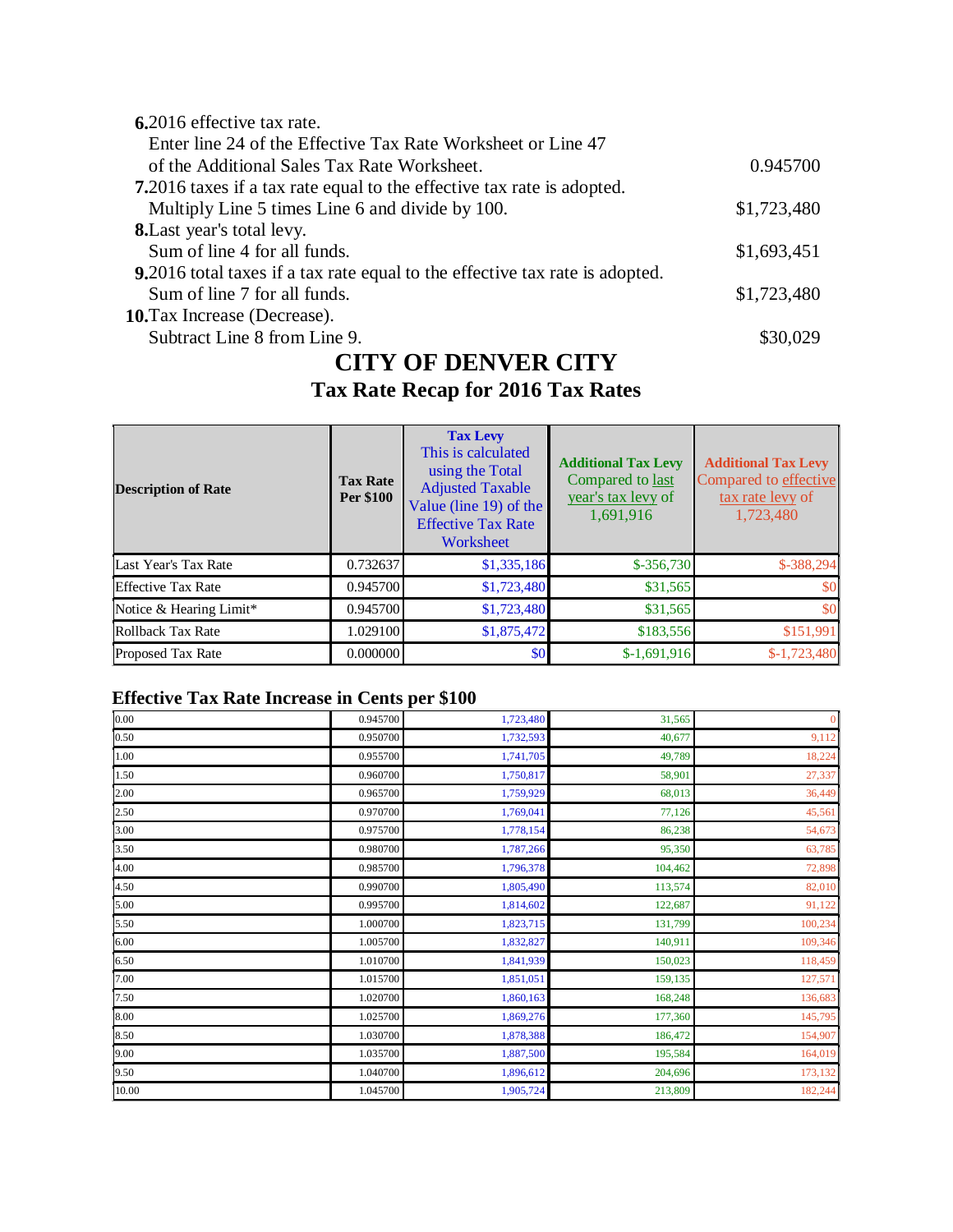**6.** 2016 effective tax rate.
Enter line 24 of the Effective Tax Rate Worksheet or Line 47 of the Additional Sales Tax Rate Worksheet. 0.945700

**7.** 2016 taxes if a tax rate equal to the effective tax rate is adopted.
Multiply Line 5 times Line 6 and divide by 100. $1,723,480

**8.** Last year's total levy.
Sum of line 4 for all funds. $1,693,451

**9.** 2016 total taxes if a tax rate equal to the effective tax rate is adopted.
Sum of line 7 for all funds. $1,723,480

**10.** Tax Increase (Decrease).
Subtract Line 8 from Line 9. $30,029

# CITY OF DENVER CITY

## Tax Rate Recap for 2016 Tax Rates

| Description of Rate | Tax Rate Per $100 | Tax Levy This is calculated using the Total Adjusted Taxable Value (line 19) of the Effective Tax Rate Worksheet | Additional Tax Levy Compared to last year's tax levy of 1,691,916 | Additional Tax Levy Compared to effective tax rate levy of 1,723,480 |
|---|---|---|---|---|
| Last Year's Tax Rate | 0.732637 | $1,335,186 | $-356,730 | $-388,294 |
| Effective Tax Rate | 0.945700 | $1,723,480 | $31,565 | $0 |
| Notice & Hearing Limit* | 0.945700 | $1,723,480 | $31,565 | $0 |
| Rollback Tax Rate | 1.029100 | $1,875,472 | $183,556 | $151,991 |
| Proposed Tax Rate | 0.000000 | $0 | $-1,691,916 | $-1,723,480 |

### Effective Tax Rate Increase in Cents per $100

| | | | | |
|---|---|---|---|---|
| 0.00 | 0.945700 | 1,723,480 | 31,565 | 0 |
| 0.50 | 0.950700 | 1,732,593 | 40,677 | 9,112 |
| 1.00 | 0.955700 | 1,741,705 | 49,789 | 18,224 |
| 1.50 | 0.960700 | 1,750,817 | 58,901 | 27,337 |
| 2.00 | 0.965700 | 1,759,929 | 68,013 | 36,449 |
| 2.50 | 0.970700 | 1,769,041 | 77,126 | 45,561 |
| 3.00 | 0.975700 | 1,778,154 | 86,238 | 54,673 |
| 3.50 | 0.980700 | 1,787,266 | 95,350 | 63,785 |
| 4.00 | 0.985700 | 1,796,378 | 104,462 | 72,898 |
| 4.50 | 0.990700 | 1,805,490 | 113,574 | 82,010 |
| 5.00 | 0.995700 | 1,814,602 | 122,687 | 91,122 |
| 5.50 | 1.000700 | 1,823,715 | 131,799 | 100,234 |
| 6.00 | 1.005700 | 1,832,827 | 140,911 | 109,346 |
| 6.50 | 1.010700 | 1,841,939 | 150,023 | 118,459 |
| 7.00 | 1.015700 | 1,851,051 | 159,135 | 127,571 |
| 7.50 | 1.020700 | 1,860,163 | 168,248 | 136,683 |
| 8.00 | 1.025700 | 1,869,276 | 177,360 | 145,795 |
| 8.50 | 1.030700 | 1,878,388 | 186,472 | 154,907 |
| 9.00 | 1.035700 | 1,887,500 | 195,584 | 164,019 |
| 9.50 | 1.040700 | 1,896,612 | 204,696 | 173,132 |
| 10.00 | 1.045700 | 1,905,724 | 213,809 | 182,244 |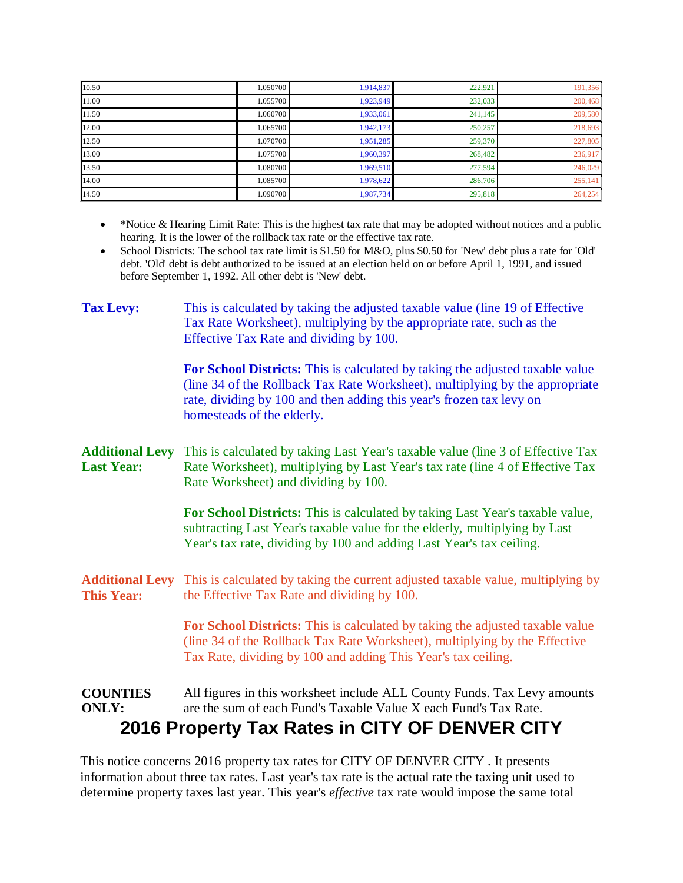| | | | | |
|---|---|---|---|---|
| 10.50 | 1.050700 | 1,914,837 | 222,921 | 191,356 |
| 11.00 | 1.055700 | 1,923,949 | 232,033 | 200,468 |
| 11.50 | 1.060700 | 1,933,061 | 241,145 | 209,580 |
| 12.00 | 1.065700 | 1,942,173 | 250,257 | 218,693 |
| 12.50 | 1.070700 | 1,951,285 | 259,370 | 227,805 |
| 13.00 | 1.075700 | 1,960,397 | 268,482 | 236,917 |
| 13.50 | 1.080700 | 1,969,510 | 277,594 | 246,029 |
| 14.00 | 1.085700 | 1,978,622 | 286,706 | 255,141 |
| 14.50 | 1.090700 | 1,987,734 | 295,818 | 264,254 |

- *Notice & Hearing Limit Rate: This is the highest tax rate that may be adopted without notices and a public hearing. It is the lower of the rollback tax rate or the effective tax rate.
- School Districts: The school tax rate limit is $1.50 for M&O, plus $0.50 for 'New' debt plus a rate for 'Old' debt. 'Old' debt is debt authorized to be issued at an election held on or before April 1, 1991, and issued before September 1, 1992. All other debt is 'New' debt.

**Tax Levy:** This is calculated by taking the adjusted taxable value (line 19 of Effective Tax Rate Worksheet), multiplying by the appropriate rate, such as the Effective Tax Rate and dividing by 100.

**For School Districts:** This is calculated by taking the adjusted taxable value (line 34 of the Rollback Tax Rate Worksheet), multiplying by the appropriate rate, dividing by 100 and then adding this year's frozen tax levy on homesteads of the elderly.

**Additional Levy Last Year:** This is calculated by taking Last Year's taxable value (line 3 of Effective Tax Rate Worksheet), multiplying by Last Year's tax rate (line 4 of Effective Tax Rate Worksheet) and dividing by 100.

**For School Districts:** This is calculated by taking Last Year's taxable value, subtracting Last Year's taxable value for the elderly, multiplying by Last Year's tax rate, dividing by 100 and adding Last Year's tax ceiling.

**Additional Levy This Year:** This is calculated by taking the current adjusted taxable value, multiplying by the Effective Tax Rate and dividing by 100.

**For School Districts:** This is calculated by taking the adjusted taxable value (line 34 of the Rollback Tax Rate Worksheet), multiplying by the Effective Tax Rate, dividing by 100 and adding This Year's tax ceiling.

**COUNTIES ONLY:** All figures in this worksheet include ALL County Funds. Tax Levy amounts are the sum of each Fund's Taxable Value X each Fund's Tax Rate.

# 2016 Property Tax Rates in CITY OF DENVER CITY

This notice concerns 2016 property tax rates for CITY OF DENVER CITY . It presents information about three tax rates. Last year's tax rate is the actual rate the taxing unit used to determine property taxes last year. This year's *effective* tax rate would impose the same total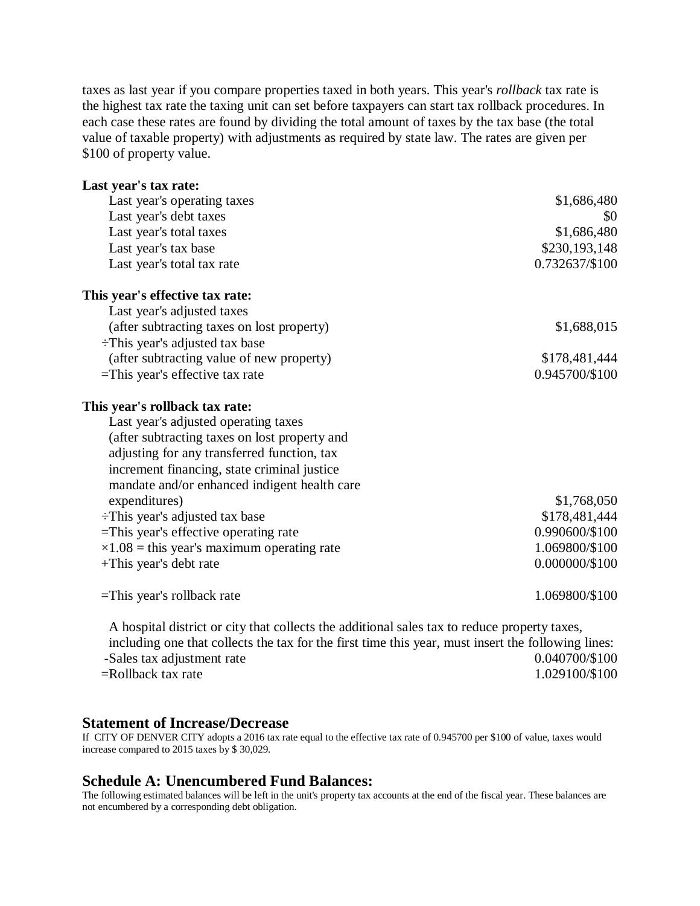taxes as last year if you compare properties taxed in both years. This year's *rollback* tax rate is the highest tax rate the taxing unit can set before taxpayers can start tax rollback procedures. In each case these rates are found by dividing the total amount of taxes by the tax base (the total value of taxable property) with adjustments as required by state law. The rates are given per $100 of property value.

**Last year's tax rate:**

| | |
|---|---|
| Last year's operating taxes | $1,686,480 |
| Last year's debt taxes | $0 |
| Last year's total taxes | $1,686,480 |
| Last year's tax base | $230,193,148 |
| Last year's total tax rate | 0.732637/$100 |

**This year's effective tax rate:**

| | |
|---|---|
| Last year's adjusted taxes (after subtracting taxes on lost property) | $1,688,015 |
| ÷This year's adjusted tax base (after subtracting value of new property) | $178,481,444 |
| =This year's effective tax rate | 0.945700/$100 |

**This year's rollback tax rate:**

| | |
|---|---|
| Last year's adjusted operating taxes (after subtracting taxes on lost property and adjusting for any transferred function, tax increment financing, state criminal justice mandate and/or enhanced indigent health care expenditures) | $1,768,050 |
| ÷This year's adjusted tax base | $178,481,444 |
| =This year's effective operating rate | 0.990600/$100 |
| ×1.08 = this year's maximum operating rate | 1.069800/$100 |
| +This year's debt rate | 0.000000/$100 |
| =This year's rollback rate | 1.069800/$100 |

A hospital district or city that collects the additional sales tax to reduce property taxes, including one that collects the tax for the first time this year, must insert the following lines:

| | |
|---|---|
| -Sales tax adjustment rate | 0.040700/$100 |
| =Rollback tax rate | 1.029100/$100 |

## Statement of Increase/Decrease

If CITY OF DENVER CITY adopts a 2016 tax rate equal to the effective tax rate of 0.945700 per $100 of value, taxes would increase compared to 2015 taxes by $ 30,029.

## Schedule A: Unencumbered Fund Balances:

The following estimated balances will be left in the unit's property tax accounts at the end of the fiscal year. These balances are not encumbered by a corresponding debt obligation.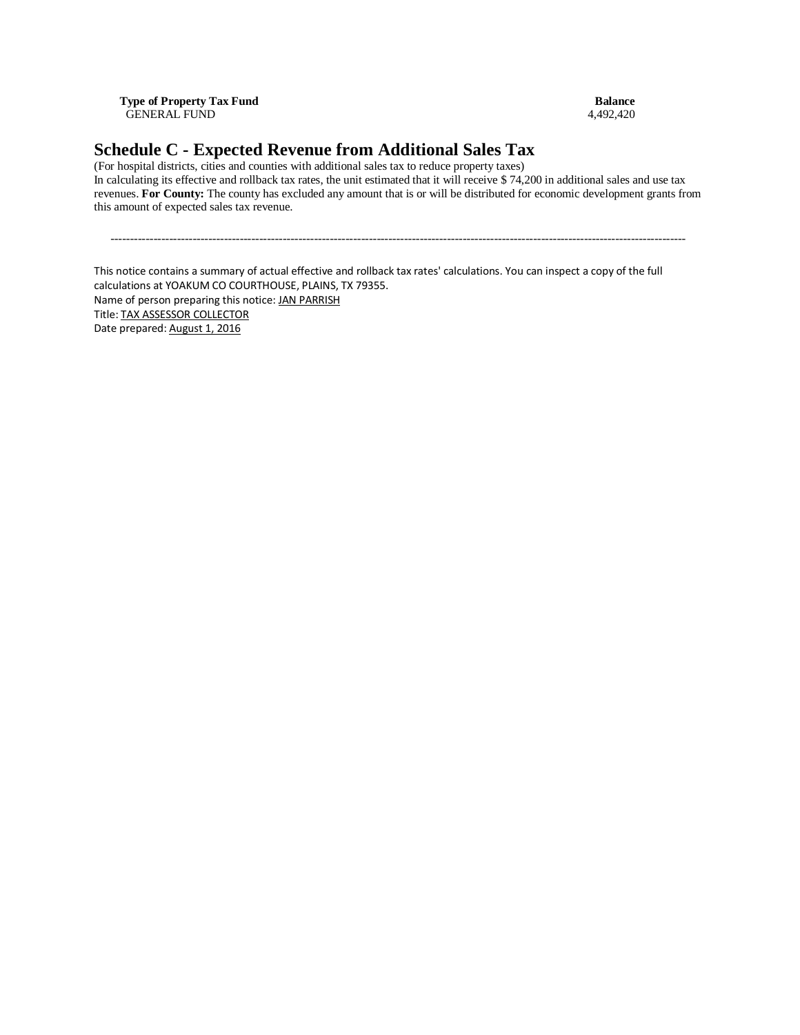| Type of Property Tax Fund | Balance |
|---|---|
| GENERAL FUND | 4,492,420 |

## Schedule C - Expected Revenue from Additional Sales Tax

(For hospital districts, cities and counties with additional sales tax to reduce property taxes)
In calculating its effective and rollback tax rates, the unit estimated that it will receive $ 74,200 in additional sales and use tax revenues. **For County:** The county has excluded any amount that is or will be distributed for economic development grants from this amount of expected sales tax revenue.

---

This notice contains a summary of actual effective and rollback tax rates' calculations. You can inspect a copy of the full calculations at YOAKUM CO COURTHOUSE, PLAINS, TX 79355.
Name of person preparing this notice: JAN PARRISH
Title: TAX ASSESSOR COLLECTOR
Date prepared: August 1, 2016